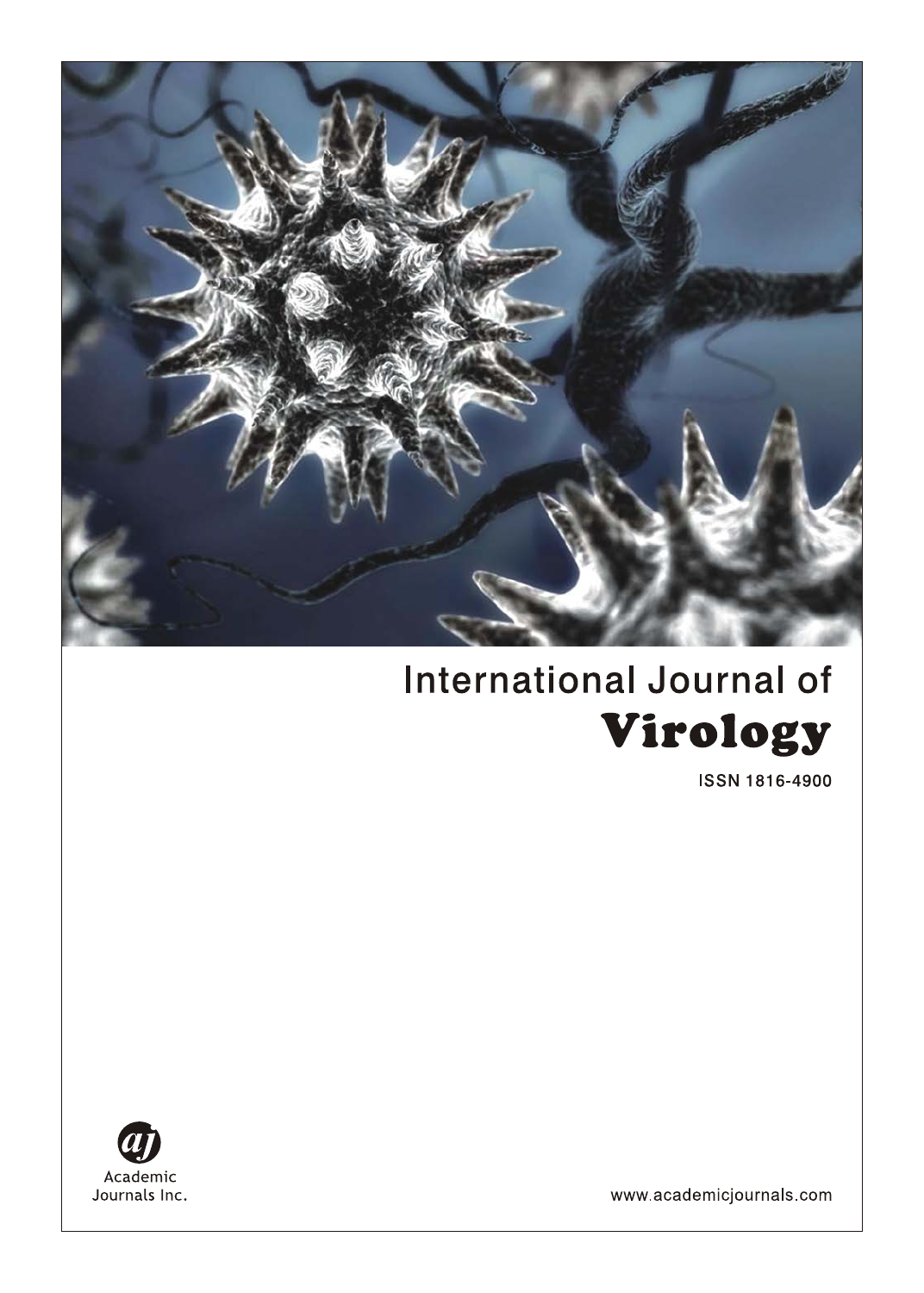International Journal of

# Virology

ISSN 1816-4900

Academic Journals Inc.

www.academicjournals.com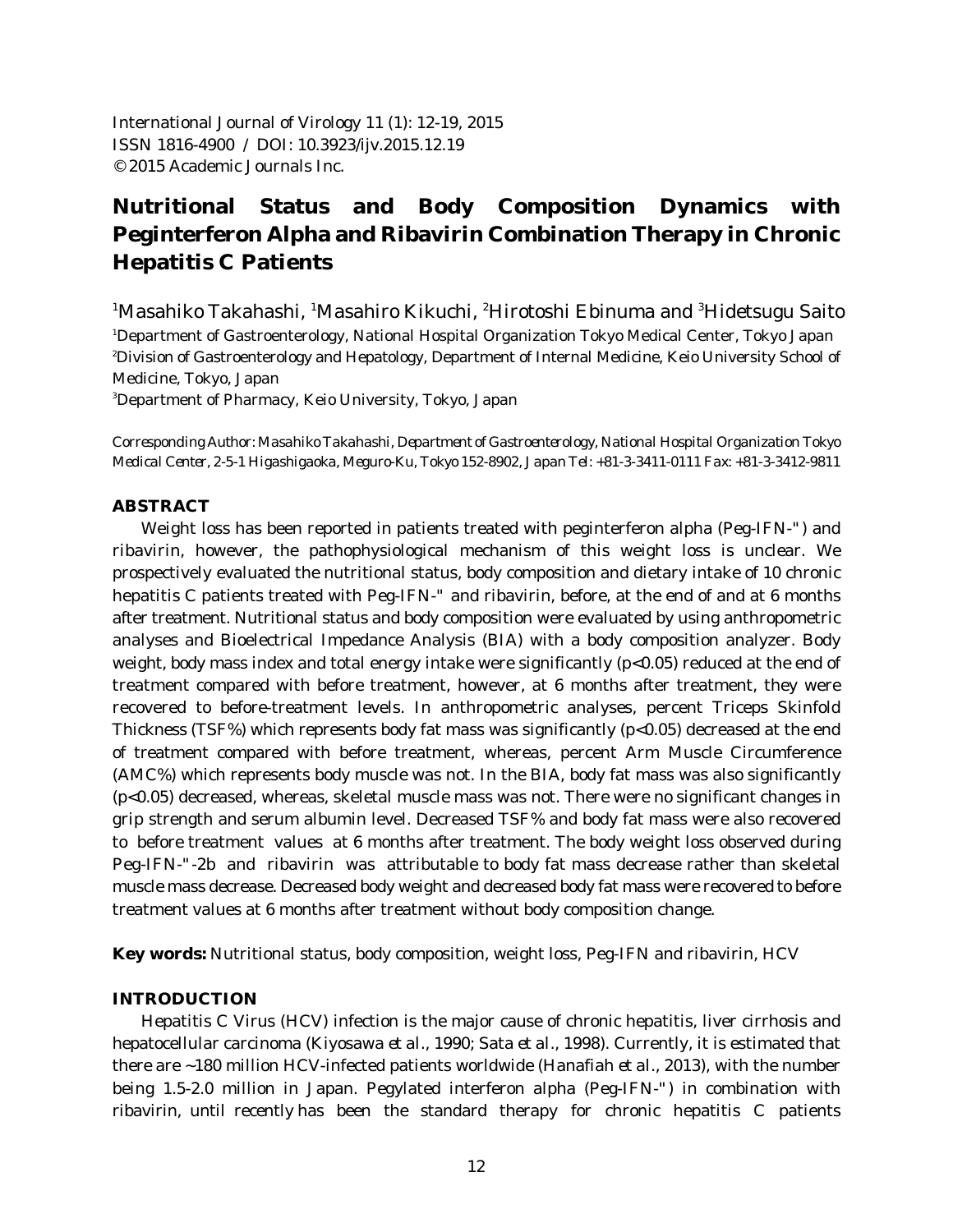International Journal of Virology 11 (1): 12-19, 2015
ISSN 1816-4900 / DOI: 10.3923/ijv.2015.12.19
© 2015 Academic Journals Inc.

# Nutritional Status and Body Composition Dynamics with Peginterferon Alpha and Ribavirin Combination Therapy in Chronic Hepatitis C Patients

[1]Masahiko Takahashi, [1]Masahiro Kikuchi, [2]Hirotoshi Ebinuma and [3]Hidetsugu Saito

[1]Department of Gastroenterology, National Hospital Organization Tokyo Medical Center, Tokyo Japan
[2]Division of Gastroenterology and Hepatology, Department of Internal Medicine, Keio University School of Medicine, Tokyo, Japan
[3]Department of Pharmacy, Keio University, Tokyo, Japan

*Corresponding Author: Masahiko Takahashi, Department of Gastroenterology, National Hospital Organization Tokyo Medical Center, 2-5-1 Higashigaoka, Meguro-Ku, Tokyo 152-8902, Japan Tel: +81-3-3411-0111 Fax: +81-3-3412-9811*

## ABSTRACT

Weight loss has been reported in patients treated with peginterferon alpha (Peg-IFN-") and ribavirin, however, the pathophysiological mechanism of this weight loss is unclear. We prospectively evaluated the nutritional status, body composition and dietary intake of 10 chronic hepatitis C patients treated with Peg-IFN-" and ribavirin, before, at the end of and at 6 months after treatment. Nutritional status and body composition were evaluated by using anthropometric analyses and Bioelectrical Impedance Analysis (BIA) with a body composition analyzer. Body weight, body mass index and total energy intake were significantly ($p<0.05$) reduced at the end of treatment compared with before treatment, however, at 6 months after treatment, they were recovered to before-treatment levels. In anthropometric analyses, percent Triceps Skinfold Thickness (TSF%) which represents body fat mass was significantly ($p<0.05$) decreased at the end of treatment compared with before treatment, whereas, percent Arm Muscle Circumference (AMC%) which represents body muscle was not. In the BIA, body fat mass was also significantly ($p<0.05$) decreased, whereas, skeletal muscle mass was not. There were no significant changes in grip strength and serum albumin level. Decreased TSF% and body fat mass were also recovered to before treatment values at 6 months after treatment. The body weight loss observed during Peg-IFN-"-2b and ribavirin was attributable to body fat mass decrease rather than skeletal muscle mass decrease. Decreased body weight and decreased body fat mass were recovered to before treatment values at 6 months after treatment without body composition change.

**Key words:** Nutritional status, body composition, weight loss, Peg-IFN and ribavirin, HCV

## INTRODUCTION

Hepatitis C Virus (HCV) infection is the major cause of chronic hepatitis, liver cirrhosis and hepatocellular carcinoma (Kiyosawa *et al*., 1990; Sata *et al*., 1998). Currently, it is estimated that there are ~180 million HCV-infected patients worldwide (Hanafiah *et al*., 2013), with the number being 1.5-2.0 million in Japan. Pegylated interferon alpha (Peg-IFN-") in combination with ribavirin, until recently has been the standard therapy for chronic hepatitis C patients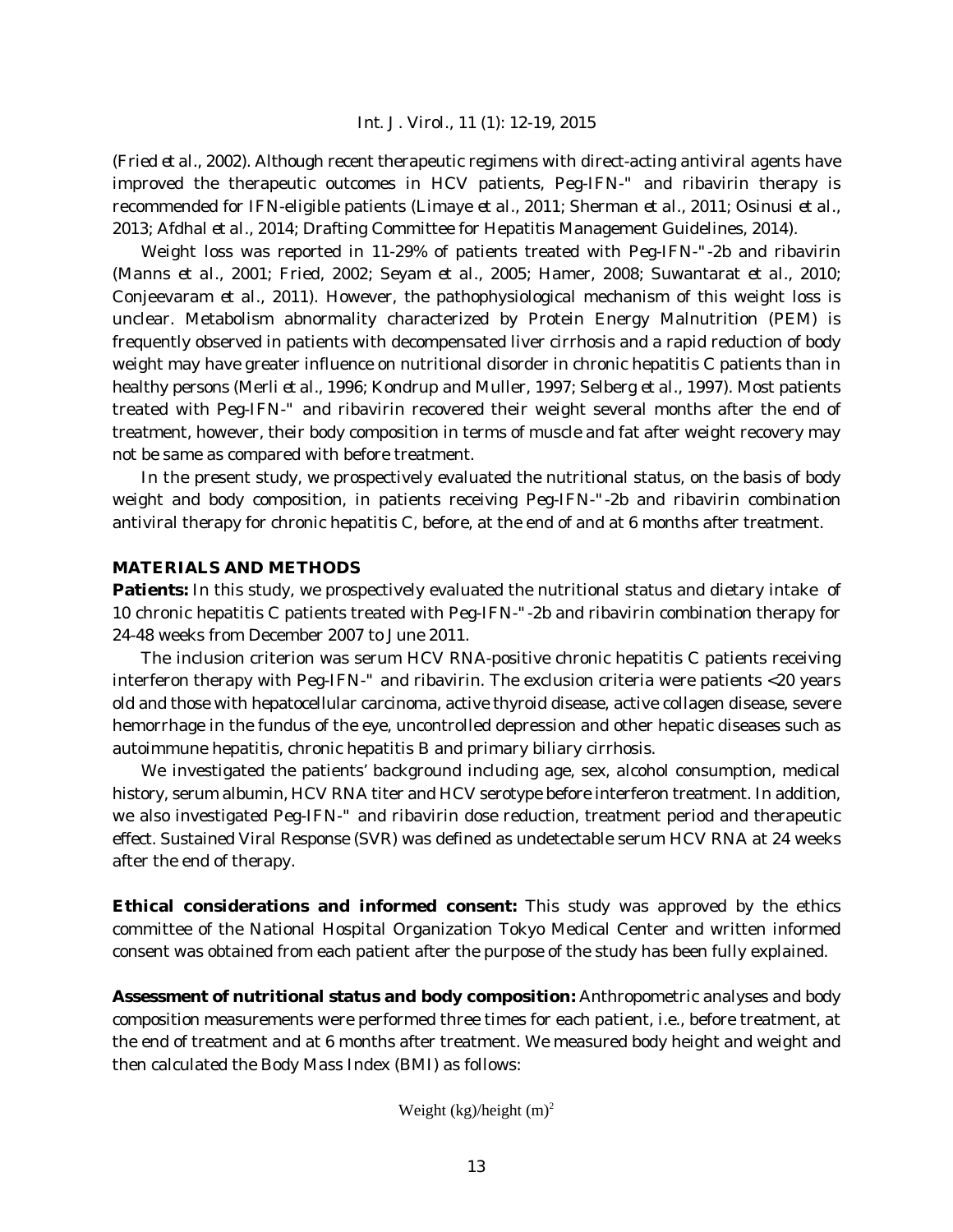(Fried *et al*., 2002). Although recent therapeutic regimens with direct-acting antiviral agents have improved the therapeutic outcomes in HCV patients, Peg-IFN-" and ribavirin therapy is recommended for IFN-eligible patients (Limaye *et al*., 2011; Sherman *et al*., 2011; Osinusi *et al*., 2013; Afdhal *et al*., 2014; Drafting Committee for Hepatitis Management Guidelines, 2014).

Weight loss was reported in 11-29% of patients treated with Peg-IFN-"-2b and ribavirin (Manns *et al*., 2001; Fried, 2002; Seyam *et al*., 2005; Hamer, 2008; Suwantarat *et al*., 2010; Conjeevaram *et al*., 2011). However, the pathophysiological mechanism of this weight loss is unclear. Metabolism abnormality characterized by Protein Energy Malnutrition (PEM) is frequently observed in patients with decompensated liver cirrhosis and a rapid reduction of body weight may have greater influence on nutritional disorder in chronic hepatitis C patients than in healthy persons (Merli *et al*., 1996; Kondrup and Muller, 1997; Selberg *et al*., 1997). Most patients treated with Peg-IFN-" and ribavirin recovered their weight several months after the end of treatment, however, their body composition in terms of muscle and fat after weight recovery may not be same as compared with before treatment.

In the present study, we prospectively evaluated the nutritional status, on the basis of body weight and body composition, in patients receiving Peg-IFN-"-2b and ribavirin combination antiviral therapy for chronic hepatitis C, before, at the end of and at 6 months after treatment.

## MATERIALS AND METHODS

**Patients:** In this study, we prospectively evaluated the nutritional status and dietary intake of 10 chronic hepatitis C patients treated with Peg-IFN-"-2b and ribavirin combination therapy for 24-48 weeks from December 2007 to June 2011.

The inclusion criterion was serum HCV RNA-positive chronic hepatitis C patients receiving interferon therapy with Peg-IFN-" and ribavirin. The exclusion criteria were patients <20 years old and those with hepatocellular carcinoma, active thyroid disease, active collagen disease, severe hemorrhage in the fundus of the eye, uncontrolled depression and other hepatic diseases such as autoimmune hepatitis, chronic hepatitis B and primary biliary cirrhosis.

We investigated the patients' background including age, sex, alcohol consumption, medical history, serum albumin, HCV RNA titer and HCV serotype before interferon treatment. In addition, we also investigated Peg-IFN-" and ribavirin dose reduction, treatment period and therapeutic effect. Sustained Viral Response (SVR) was defined as undetectable serum HCV RNA at 24 weeks after the end of therapy.

**Ethical considerations and informed consent:** This study was approved by the ethics committee of the National Hospital Organization Tokyo Medical Center and written informed consent was obtained from each patient after the purpose of the study has been fully explained.

**Assessment of nutritional status and body composition:** Anthropometric analyses and body composition measurements were performed three times for each patient, i.e., before treatment, at the end of treatment and at 6 months after treatment. We measured body height and weight and then calculated the Body Mass Index (BMI) as follows:

$$\text{Weight (kg)/height (m)}^2$$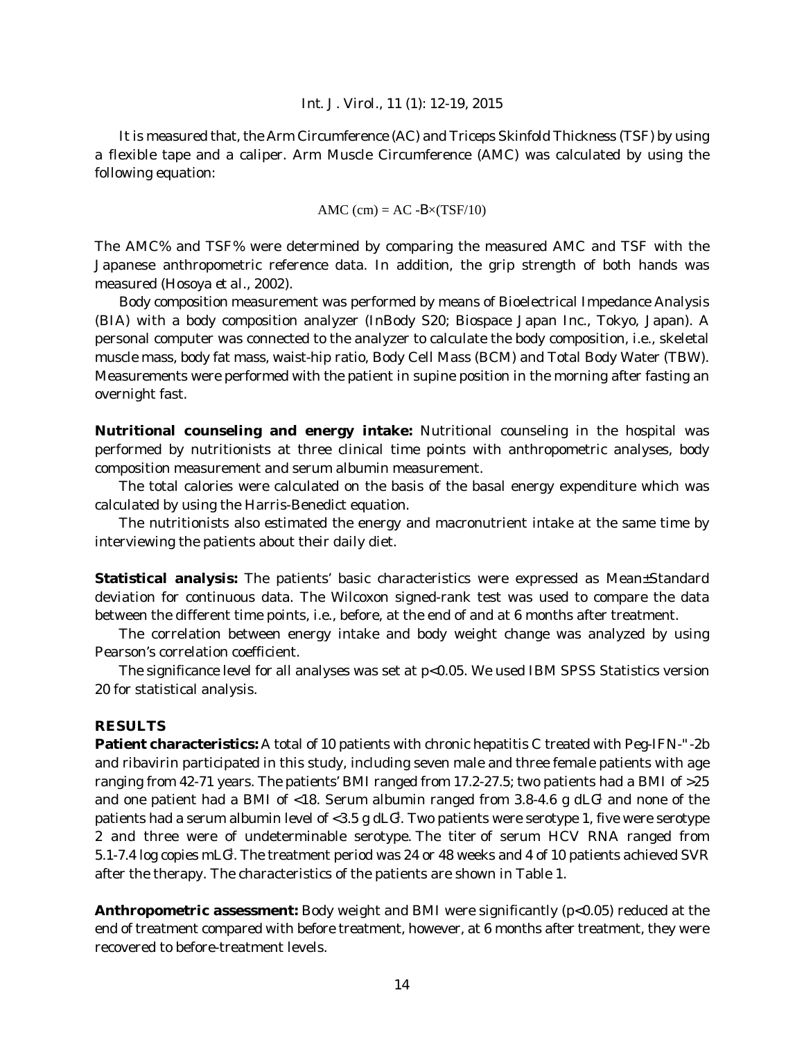It is measured that, the Arm Circumference (AC) and Triceps Skinfold Thickness (TSF) by using a flexible tape and a caliper. Arm Muscle Circumference (AMC) was calculated by using the following equation:

$$\text{AMC (cm)} = \text{AC} - B\times(\text{TSF}/10)$$

The AMC% and TSF% were determined by comparing the measured AMC and TSF with the Japanese anthropometric reference data. In addition, the grip strength of both hands was measured (Hosoya *et al*., 2002).

Body composition measurement was performed by means of Bioelectrical Impedance Analysis (BIA) with a body composition analyzer (InBody S20; Biospace Japan Inc., Tokyo, Japan). A personal computer was connected to the analyzer to calculate the body composition, i.e., skeletal muscle mass, body fat mass, waist-hip ratio, Body Cell Mass (BCM) and Total Body Water (TBW). Measurements were performed with the patient in supine position in the morning after fasting an overnight fast.

**Nutritional counseling and energy intake:** Nutritional counseling in the hospital was performed by nutritionists at three clinical time points with anthropometric analyses, body composition measurement and serum albumin measurement.

The total calories were calculated on the basis of the basal energy expenditure which was calculated by using the Harris-Benedict equation.

The nutritionists also estimated the energy and macronutrient intake at the same time by interviewing the patients about their daily diet.

**Statistical analysis:** The patients' basic characteristics were expressed as Mean±Standard deviation for continuous data. The Wilcoxon signed-rank test was used to compare the data between the different time points, i.e., before, at the end of and at 6 months after treatment.

The correlation between energy intake and body weight change was analyzed by using Pearson's correlation coefficient.

The significance level for all analyses was set at $p<0.05$. We used IBM SPSS Statistics version 20 for statistical analysis.

## RESULTS

**Patient characteristics:** A total of 10 patients with chronic hepatitis C treated with Peg-IFN-"-2b and ribavirin participated in this study, including seven male and three female patients with age ranging from 42-71 years. The patients' BMI ranged from 17.2-27.5; two patients had a BMI of >25 and one patient had a BMI of <18. Serum albumin ranged from 3.8-4.6 g dL$^{-1}$ and none of the patients had a serum albumin level of <3.5 g dL$^{-1}$. Two patients were serotype 1, five were serotype 2 and three were of undeterminable serotype. The titer of serum HCV RNA ranged from 5.1-7.4 log copies mL$^{-1}$. The treatment period was 24 or 48 weeks and 4 of 10 patients achieved SVR after the therapy. The characteristics of the patients are shown in Table 1.

**Anthropometric assessment:** Body weight and BMI were significantly ($p<0.05$) reduced at the end of treatment compared with before treatment, however, at 6 months after treatment, they were recovered to before-treatment levels.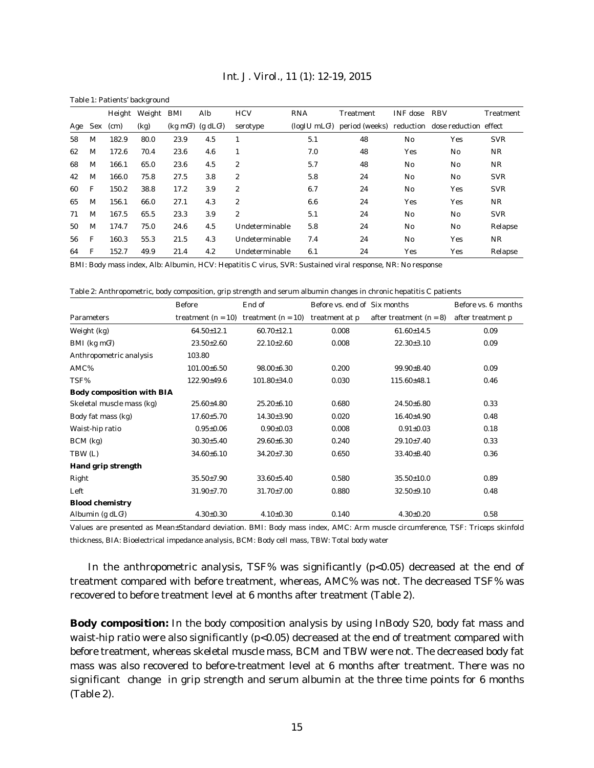Table 1: Patients' background

| Age | Sex | Height (cm) | Weight (kg) | BMI ($kg\ m^{-2}$) | Alb ($g\ dL^{-1}$) | HCV serotype | RNA (logIU $mL^{-1}$) | Treatment period (weeks) | INF dose reduction | RBV dose reduction | Treatment effect |
|---|---|---|---|---|---|---|---|---|---|---|---|
| 58 | M | 182.9 | 80.0 | 23.9 | 4.5 | 1 | 5.1 | 48 | No | Yes | SVR |
| 62 | M | 172.6 | 70.4 | 23.6 | 4.6 | 1 | 7.0 | 48 | Yes | No | NR |
| 68 | M | 166.1 | 65.0 | 23.6 | 4.5 | 2 | 5.7 | 48 | No | No | NR |
| 42 | M | 166.0 | 75.8 | 27.5 | 3.8 | 2 | 5.8 | 24 | No | No | SVR |
| 60 | F | 150.2 | 38.8 | 17.2 | 3.9 | 2 | 6.7 | 24 | No | Yes | SVR |
| 65 | M | 156.1 | 66.0 | 27.1 | 4.3 | 2 | 6.6 | 24 | Yes | Yes | NR |
| 71 | M | 167.5 | 65.5 | 23.3 | 3.9 | 2 | 5.1 | 24 | No | No | SVR |
| 50 | M | 174.7 | 75.0 | 24.6 | 4.5 | Undeterminable | 5.8 | 24 | No | No | Relapse |
| 56 | F | 160.3 | 55.3 | 21.5 | 4.3 | Undeterminable | 7.4 | 24 | No | Yes | NR |
| 64 | F | 152.7 | 49.9 | 21.4 | 4.2 | Undeterminable | 6.1 | 24 | Yes | Yes | Relapse |

BMI: Body mass index, Alb: Albumin, HCV: Hepatitis C virus, SVR: Sustained viral response, NR: No response

Table 2: Anthropometric, body composition, grip strength and serum albumin changes in chronic hepatitis C patients

| Parameters | Before treatment (n = 10) | End of treatment (n = 10) | Before vs. end of treatment at p | Six months after treatment (n = 8) | Before vs. 6 months after treatment p |
|---|---|---|---|---|---|
| Weight (kg) | 64.50±12.1 | 60.70±12.1 | 0.008 | 61.60±14.5 | 0.09 |
| BMI ($kg\ m^{-2}$) | 23.50±2.60 | 22.10±2.60 | 0.008 | 22.30±3.10 | 0.09 |
| Anthropometric analysis | 103.80 | | | | |
| AMC% | 101.00±6.50 | 98.00±6.30 | 0.200 | 99.90±8.40 | 0.09 |
| TSF% | 122.90±49.6 | 101.80±34.0 | 0.030 | 115.60±48.1 | 0.46 |
| **Body composition with BIA** | | | | | |
| Skeletal muscle mass (kg) | 25.60±4.80 | 25.20±6.10 | 0.680 | 24.50±6.80 | 0.33 |
| Body fat mass (kg) | 17.60±5.70 | 14.30±3.90 | 0.020 | 16.40±4.90 | 0.48 |
| Waist-hip ratio | 0.95±0.06 | 0.90±0.03 | 0.008 | 0.91±0.03 | 0.18 |
| BCM (kg) | 30.30±5.40 | 29.60±6.30 | 0.240 | 29.10±7.40 | 0.33 |
| TBW (L) | 34.60±6.10 | 34.20±7.30 | 0.650 | 33.40±8.40 | 0.36 |
| **Hand grip strength** | | | | | |
| Right | 35.50±7.90 | 33.60±5.40 | 0.580 | 35.50±10.0 | 0.89 |
| Left | 31.90±7.70 | 31.70±7.00 | 0.880 | 32.50±9.10 | 0.48 |
| **Blood chemistry** | | | | | |
| Albumin ($g\ dL^{-1}$) | 4.30±0.30 | 4.10±0.30 | 0.140 | 4.30±0.20 | 0.58 |

Values are presented as Mean±Standard deviation. BMI: Body mass index, AMC: Arm muscle circumference, TSF: Triceps skinfold thickness, BIA: Bioelectrical impedance analysis, BCM: Body cell mass, TBW: Total body water

In the anthropometric analysis, TSF% was significantly ($p<0.05$) decreased at the end of treatment compared with before treatment, whereas, AMC% was not. The decreased TSF% was recovered to before treatment level at 6 months after treatment (Table 2).

**Body composition:** In the body composition analysis by using InBody S20, body fat mass and waist-hip ratio were also significantly ($p<0.05$) decreased at the end of treatment compared with before treatment, whereas skeletal muscle mass, BCM and TBW were not. The decreased body fat mass was also recovered to before-treatment level at 6 months after treatment. There was no significant change in grip strength and serum albumin at the three time points for 6 months (Table 2).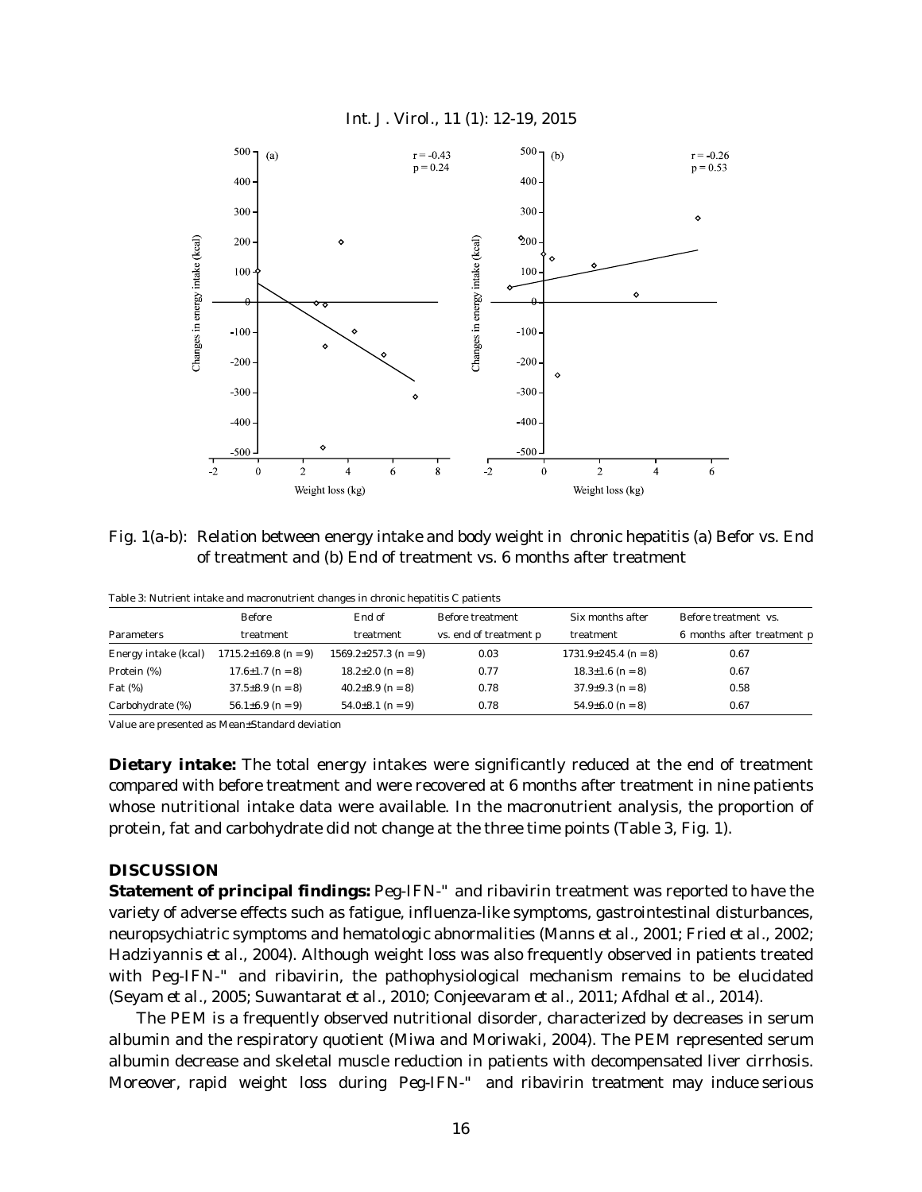Fig. 1(a-b): Relation between energy intake and body weight in chronic hepatitis (a) Befor vs. End of treatment and (b) End of treatment vs. 6 months after treatment

Table 3: Nutrient intake and macronutrient changes in chronic hepatitis C patients

| Parameters | Before treatment | End of treatment | Before treatment vs. end of treatment p | Six months after treatment | Before treatment vs. 6 months after treatment p |
|---|---|---|---|---|---|
| Energy intake (kcal) | 1715.2±169.8 (n = 9) | 1569.2±257.3 (n = 9) | 0.03 | 1731.9±245.4 (n = 8) | 0.67 |
| Protein (%) | 17.6±1.7 (n = 8) | 18.2±2.0 (n = 8) | 0.77 | 18.3±1.6 (n = 8) | 0.67 |
| Fat (%) | 37.5±8.9 (n = 8) | 40.2±8.9 (n = 8) | 0.78 | 37.9±9.3 (n = 8) | 0.58 |
| Carbohydrate (%) | 56.1±6.9 (n = 9) | 54.0±8.1 (n = 9) | 0.78 | 54.9±6.0 (n = 8) | 0.67 |

Value are presented as Mean±Standard deviation

**Dietary intake:** The total energy intakes were significantly reduced at the end of treatment compared with before treatment and were recovered at 6 months after treatment in nine patients whose nutritional intake data were available. In the macronutrient analysis, the proportion of protein, fat and carbohydrate did not change at the three time points (Table 3, Fig. 1).

## DISCUSSION

**Statement of principal findings:** Peg-IFN-" and ribavirin treatment was reported to have the variety of adverse effects such as fatigue, influenza-like symptoms, gastrointestinal disturbances, neuropsychiatric symptoms and hematologic abnormalities (Manns *et al*., 2001; Fried *et al*., 2002; Hadziyannis *et al*., 2004). Although weight loss was also frequently observed in patients treated with Peg-IFN-" and ribavirin, the pathophysiological mechanism remains to be elucidated (Seyam *et al*., 2005; Suwantarat *et al*., 2010; Conjeevaram *et al*., 2011; Afdhal *et al*., 2014).

The PEM is a frequently observed nutritional disorder, characterized by decreases in serum albumin and the respiratory quotient (Miwa and Moriwaki, 2004). The PEM represented serum albumin decrease and skeletal muscle reduction in patients with decompensated liver cirrhosis. Moreover, rapid weight loss during Peg-IFN-" and ribavirin treatment may induce serious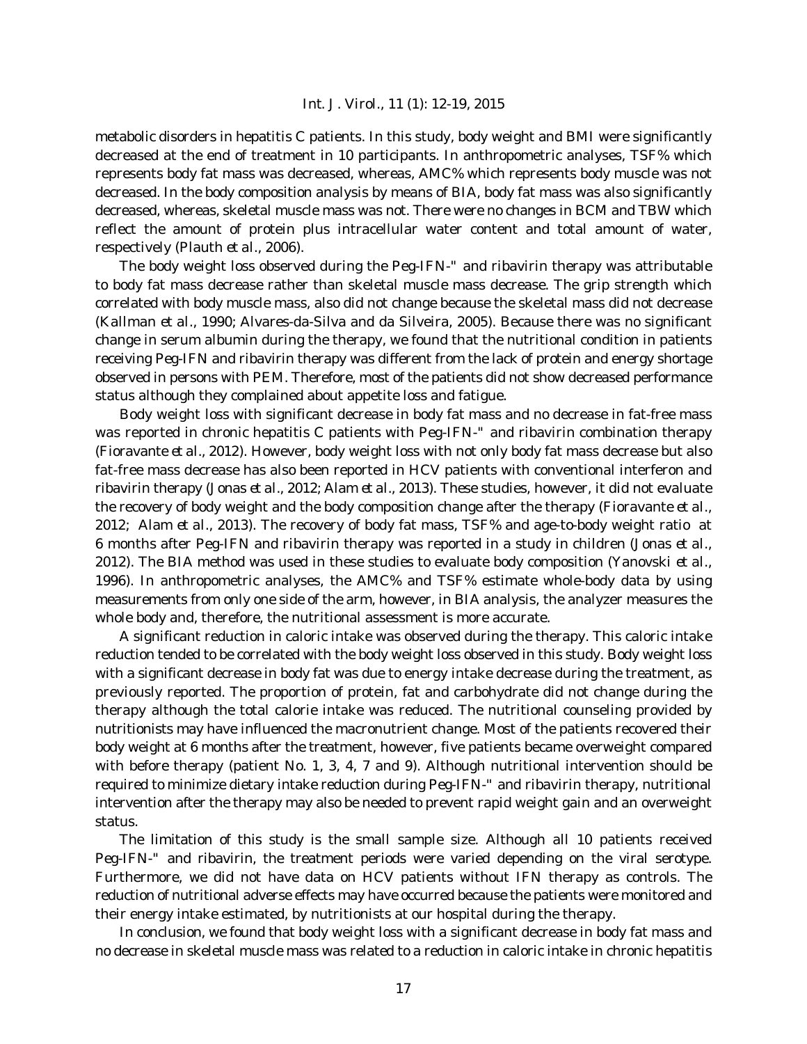metabolic disorders in hepatitis C patients. In this study, body weight and BMI were significantly decreased at the end of treatment in 10 participants. In anthropometric analyses, TSF% which represents body fat mass was decreased, whereas, AMC% which represents body muscle was not decreased. In the body composition analysis by means of BIA, body fat mass was also significantly decreased, whereas, skeletal muscle mass was not. There were no changes in BCM and TBW which reflect the amount of protein plus intracellular water content and total amount of water, respectively (Plauth *et al*., 2006).

The body weight loss observed during the Peg-IFN-" and ribavirin therapy was attributable to body fat mass decrease rather than skeletal muscle mass decrease. The grip strength which correlated with body muscle mass, also did not change because the skeletal mass did not decrease (Kallman *et al*., 1990; Alvares-da-Silva and da Silveira, 2005). Because there was no significant change in serum albumin during the therapy, we found that the nutritional condition in patients receiving Peg-IFN and ribavirin therapy was different from the lack of protein and energy shortage observed in persons with PEM. Therefore, most of the patients did not show decreased performance status although they complained about appetite loss and fatigue.

Body weight loss with significant decrease in body fat mass and no decrease in fat-free mass was reported in chronic hepatitis C patients with Peg-IFN-" and ribavirin combination therapy (Fioravante *et al*., 2012). However, body weight loss with not only body fat mass decrease but also fat-free mass decrease has also been reported in HCV patients with conventional interferon and ribavirin therapy (Jonas *et al*., 2012; Alam *et al*., 2013). These studies, however, it did not evaluate the recovery of body weight and the body composition change after the therapy (Fioravante *et al*., 2012; Alam *et al*., 2013). The recovery of body fat mass, TSF% and age-to-body weight ratio at 6 months after Peg-IFN and ribavirin therapy was reported in a study in children (Jonas *et al*., 2012). The BIA method was used in these studies to evaluate body composition (Yanovski *et al*., 1996). In anthropometric analyses, the AMC% and TSF% estimate whole-body data by using measurements from only one side of the arm, however, in BIA analysis, the analyzer measures the whole body and, therefore, the nutritional assessment is more accurate.

A significant reduction in caloric intake was observed during the therapy. This caloric intake reduction tended to be correlated with the body weight loss observed in this study. Body weight loss with a significant decrease in body fat was due to energy intake decrease during the treatment, as previously reported. The proportion of protein, fat and carbohydrate did not change during the therapy although the total calorie intake was reduced. The nutritional counseling provided by nutritionists may have influenced the macronutrient change. Most of the patients recovered their body weight at 6 months after the treatment, however, five patients became overweight compared with before therapy (patient No. 1, 3, 4, 7 and 9). Although nutritional intervention should be required to minimize dietary intake reduction during Peg-IFN-" and ribavirin therapy, nutritional intervention after the therapy may also be needed to prevent rapid weight gain and an overweight status.

The limitation of this study is the small sample size. Although all 10 patients received Peg-IFN-" and ribavirin, the treatment periods were varied depending on the viral serotype. Furthermore, we did not have data on HCV patients without IFN therapy as controls. The reduction of nutritional adverse effects may have occurred because the patients were monitored and their energy intake estimated, by nutritionists at our hospital during the therapy.

In conclusion, we found that body weight loss with a significant decrease in body fat mass and no decrease in skeletal muscle mass was related to a reduction in caloric intake in chronic hepatitis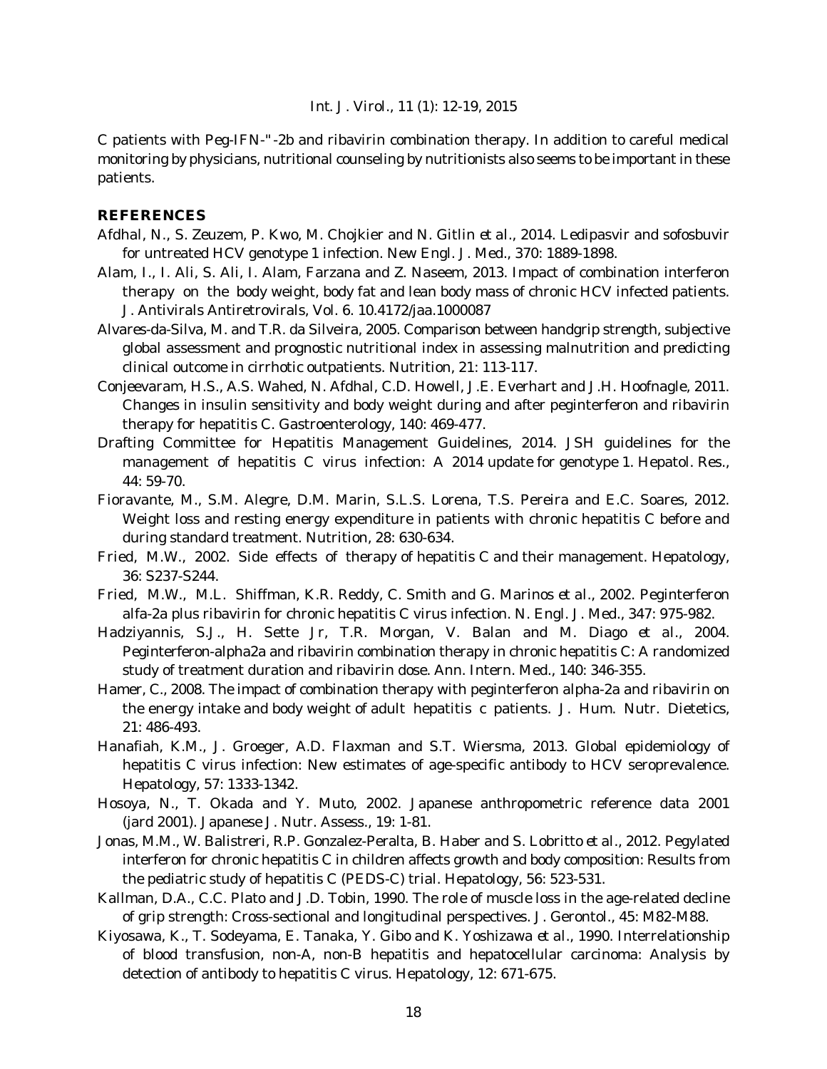C patients with Peg-IFN-"-2b and ribavirin combination therapy. In addition to careful medical monitoring by physicians, nutritional counseling by nutritionists also seems to be important in these patients.

## REFERENCES

Afdhal, N., S. Zeuzem, P. Kwo, M. Chojkier and N. Gitlin *et al*., 2014. Ledipasvir and sofosbuvir for untreated HCV genotype 1 infection. New Engl. J. Med., 370: 1889-1898.

Alam, I., I. Ali, S. Ali, I. Alam, Farzana and Z. Naseem, 2013. Impact of combination interferon therapy on the body weight, body fat and lean body mass of chronic HCV infected patients. J. Antivirals Antiretrovirals, Vol. 6. 10.4172/jaa.1000087

Alvares-da-Silva, M. and T.R. da Silveira, 2005. Comparison between handgrip strength, subjective global assessment and prognostic nutritional index in assessing malnutrition and predicting clinical outcome in cirrhotic outpatients. Nutrition, 21: 113-117.

Conjeevaram, H.S., A.S. Wahed, N. Afdhal, C.D. Howell, J.E. Everhart and J.H. Hoofnagle, 2011. Changes in insulin sensitivity and body weight during and after peginterferon and ribavirin therapy for hepatitis C. Gastroenterology, 140: 469-477.

Drafting Committee for Hepatitis Management Guidelines, 2014. JSH guidelines for the management of hepatitis C virus infection: A 2014 update for genotype 1. Hepatol. Res., 44: 59-70.

Fioravante, M., S.M. Alegre, D.M. Marin, S.L.S. Lorena, T.S. Pereira and E.C. Soares, 2012. Weight loss and resting energy expenditure in patients with chronic hepatitis C before and during standard treatment. Nutrition, 28: 630-634.

Fried, M.W., 2002. Side effects of therapy of hepatitis C and their management. Hepatology, 36: S237-S244.

Fried, M.W., M.L. Shiffman, K.R. Reddy, C. Smith and G. Marinos *et al*., 2002. Peginterferon alfa-2a plus ribavirin for chronic hepatitis C virus infection. N. Engl. J. Med., 347: 975-982.

Hadziyannis, S.J., H. Sette Jr, T.R. Morgan, V. Balan and M. Diago *et al*., 2004. Peginterferon-alpha2a and ribavirin combination therapy in chronic hepatitis C: A randomized study of treatment duration and ribavirin dose. Ann. Intern. Med., 140: 346-355.

Hamer, C., 2008. The impact of combination therapy with peginterferon alpha-2a and ribavirin on the energy intake and body weight of adult hepatitis c patients. J. Hum. Nutr. Dietetics, 21: 486-493.

Hanafiah, K.M., J. Groeger, A.D. Flaxman and S.T. Wiersma, 2013. Global epidemiology of hepatitis C virus infection: New estimates of age-specific antibody to HCV seroprevalence. Hepatology, 57: 1333-1342.

Hosoya, N., T. Okada and Y. Muto, 2002. Japanese anthropometric reference data 2001 (jard 2001). Japanese J. Nutr. Assess., 19: 1-81.

Jonas, M.M., W. Balistreri, R.P. Gonzalez-Peralta, B. Haber and S. Lobritto *et al*., 2012. Pegylated interferon for chronic hepatitis C in children affects growth and body composition: Results from the pediatric study of hepatitis C (PEDS-C) trial. Hepatology, 56: 523-531.

Kallman, D.A., C.C. Plato and J.D. Tobin, 1990. The role of muscle loss in the age-related decline of grip strength: Cross-sectional and longitudinal perspectives. J. Gerontol., 45: M82-M88.

Kiyosawa, K., T. Sodeyama, E. Tanaka, Y. Gibo and K. Yoshizawa *et al*., 1990. Interrelationship of blood transfusion, non-A, non-B hepatitis and hepatocellular carcinoma: Analysis by detection of antibody to hepatitis C virus. Hepatology, 12: 671-675.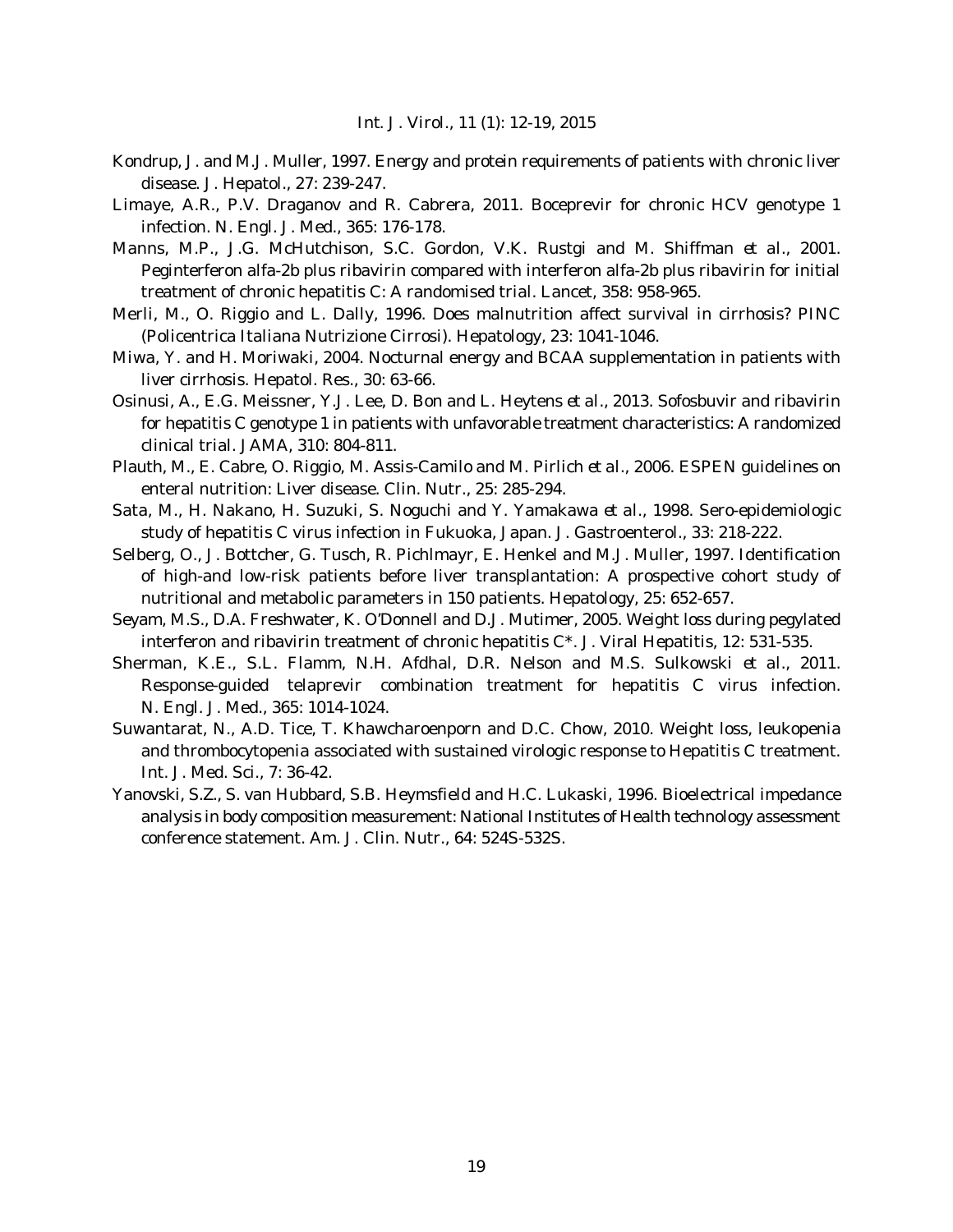Kondrup, J. and M.J. Muller, 1997. Energy and protein requirements of patients with chronic liver disease. J. Hepatol., 27: 239-247.

Limaye, A.R., P.V. Draganov and R. Cabrera, 2011. Boceprevir for chronic HCV genotype 1 infection. N. Engl. J. Med., 365: 176-178.

Manns, M.P., J.G. McHutchison, S.C. Gordon, V.K. Rustgi and M. Shiffman *et al*., 2001. Peginterferon alfa-2b plus ribavirin compared with interferon alfa-2b plus ribavirin for initial treatment of chronic hepatitis C: A randomised trial. Lancet, 358: 958-965.

Merli, M., O. Riggio and L. Dally, 1996. Does malnutrition affect survival in cirrhosis? PINC (Policentrica Italiana Nutrizione Cirrosi). Hepatology, 23: 1041-1046.

Miwa, Y. and H. Moriwaki, 2004. Nocturnal energy and BCAA supplementation in patients with liver cirrhosis. Hepatol. Res., 30: 63-66.

Osinusi, A., E.G. Meissner, Y.J. Lee, D. Bon and L. Heytens *et al*., 2013. Sofosbuvir and ribavirin for hepatitis C genotype 1 in patients with unfavorable treatment characteristics: A randomized clinical trial. JAMA, 310: 804-811.

Plauth, M., E. Cabre, O. Riggio, M. Assis-Camilo and M. Pirlich *et al*., 2006. ESPEN guidelines on enteral nutrition: Liver disease. Clin. Nutr., 25: 285-294.

Sata, M., H. Nakano, H. Suzuki, S. Noguchi and Y. Yamakawa *et al*., 1998. Sero-epidemiologic study of hepatitis C virus infection in Fukuoka, Japan. J. Gastroenterol., 33: 218-222.

Selberg, O., J. Bottcher, G. Tusch, R. Pichlmayr, E. Henkel and M.J. Muller, 1997. Identification of high-and low-risk patients before liver transplantation: A prospective cohort study of nutritional and metabolic parameters in 150 patients. Hepatology, 25: 652-657.

Seyam, M.S., D.A. Freshwater, K. O'Donnell and D.J. Mutimer, 2005. Weight loss during pegylated interferon and ribavirin treatment of chronic hepatitis C*. J. Viral Hepatitis, 12: 531-535.

Sherman, K.E., S.L. Flamm, N.H. Afdhal, D.R. Nelson and M.S. Sulkowski *et al*., 2011. Response-guided telaprevir combination treatment for hepatitis C virus infection. N. Engl. J. Med., 365: 1014-1024.

Suwantarat, N., A.D. Tice, T. Khawcharoenporn and D.C. Chow, 2010. Weight loss, leukopenia and thrombocytopenia associated with sustained virologic response to Hepatitis C treatment. Int. J. Med. Sci., 7: 36-42.

Yanovski, S.Z., S. van Hubbard, S.B. Heymsfield and H.C. Lukaski, 1996. Bioelectrical impedance analysis in body composition measurement: National Institutes of Health technology assessment conference statement. Am. J. Clin. Nutr., 64: 524S-532S.